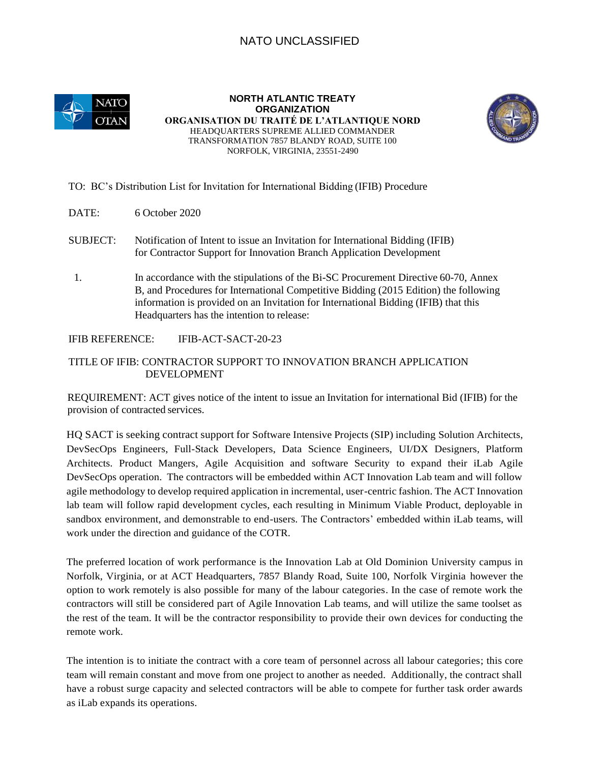NATO UNCLASSIFIED

**NORTH ATLANTIC TREATY ORGANIZATION**
**ORGANISATION DU TRAITÉ DE L'ATLANTIQUE NORD**
HEADQUARTERS SUPREME ALLIED COMMANDER TRANSFORMATION 7857 BLANDY ROAD, SUITE 100
NORFOLK, VIRGINIA, 23551-2490

TO: BC's Distribution List for Invitation for International Bidding (IFIB) Procedure

DATE: 6 October 2020

SUBJECT: Notification of Intent to issue an Invitation for International Bidding (IFIB) for Contractor Support for Innovation Branch Application Development

1. In accordance with the stipulations of the Bi-SC Procurement Directive 60-70, Annex B, and Procedures for International Competitive Bidding (2015 Edition) the following information is provided on an Invitation for International Bidding (IFIB) that this Headquarters has the intention to release:

IFIB REFERENCE: IFIB-ACT-SACT-20-23

TITLE OF IFIB: CONTRACTOR SUPPORT TO INNOVATION BRANCH APPLICATION DEVELOPMENT

REQUIREMENT: ACT gives notice of the intent to issue an Invitation for international Bid (IFIB) for the provision of contracted services.

HQ SACT is seeking contract support for Software Intensive Projects (SIP) including Solution Architects, DevSecOps Engineers, Full-Stack Developers, Data Science Engineers, UI/DX Designers, Platform Architects. Product Mangers, Agile Acquisition and software Security to expand their iLab Agile DevSecOps operation. The contractors will be embedded within ACT Innovation Lab team and will follow agile methodology to develop required application in incremental, user-centric fashion. The ACT Innovation lab team will follow rapid development cycles, each resulting in Minimum Viable Product, deployable in sandbox environment, and demonstrable to end-users. The Contractors' embedded within iLab teams, will work under the direction and guidance of the COTR.

The preferred location of work performance is the Innovation Lab at Old Dominion University campus in Norfolk, Virginia, or at ACT Headquarters, 7857 Blandy Road, Suite 100, Norfolk Virginia however the option to work remotely is also possible for many of the labour categories. In the case of remote work the contractors will still be considered part of Agile Innovation Lab teams, and will utilize the same toolset as the rest of the team. It will be the contractor responsibility to provide their own devices for conducting the remote work.

The intention is to initiate the contract with a core team of personnel across all labour categories; this core team will remain constant and move from one project to another as needed. Additionally, the contract shall have a robust surge capacity and selected contractors will be able to compete for further task order awards as iLab expands its operations.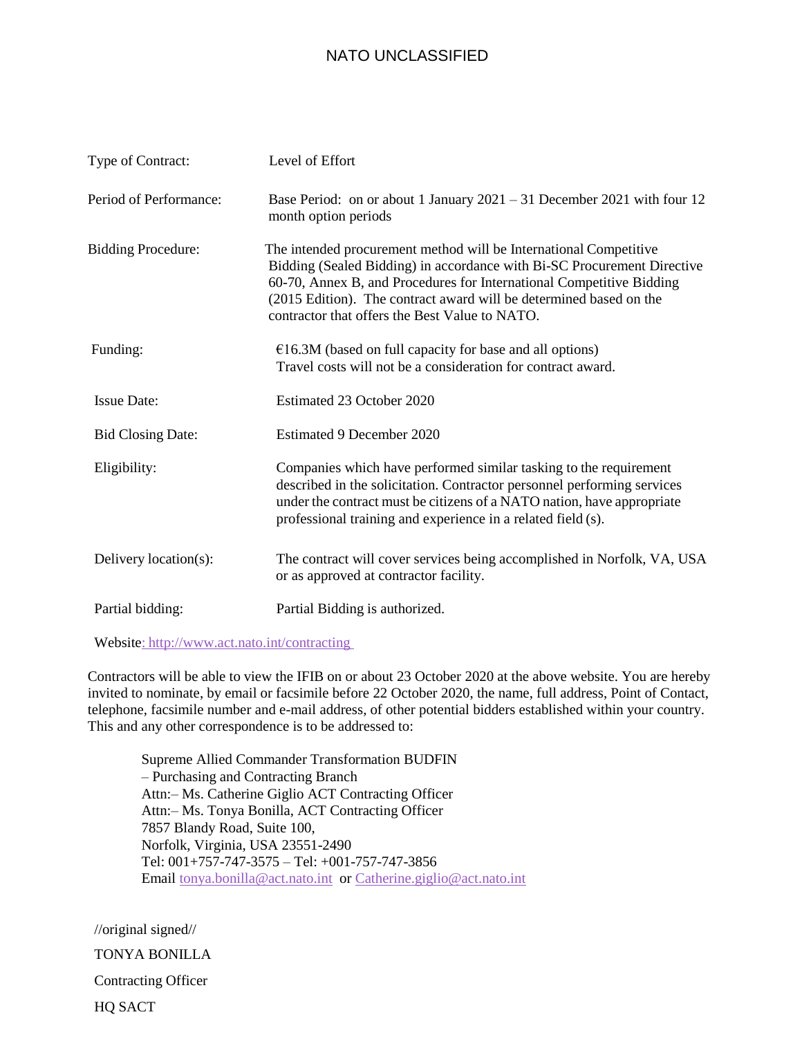NATO UNCLASSIFIED

| | |
|---|---|
| Type of Contract: | Level of Effort |
| Period of Performance: | Base Period: on or about 1 January 2021 – 31 December 2021 with four 12 month option periods |
| Bidding Procedure: | The intended procurement method will be International Competitive Bidding (Sealed Bidding) in accordance with Bi-SC Procurement Directive 60-70, Annex B, and Procedures for International Competitive Bidding (2015 Edition). The contract award will be determined based on the contractor that offers the Best Value to NATO. |
| Funding: | €16.3M (based on full capacity for base and all options) Travel costs will not be a consideration for contract award. |
| Issue Date: | Estimated 23 October 2020 |
| Bid Closing Date: | Estimated 9 December 2020 |
| Eligibility: | Companies which have performed similar tasking to the requirement described in the solicitation. Contractor personnel performing services under the contract must be citizens of a NATO nation, have appropriate professional training and experience in a related field (s). |
| Delivery location(s): | The contract will cover services being accomplished in Norfolk, VA, USA or as approved at contractor facility. |
| Partial bidding: | Partial Bidding is authorized. |

Website: http://www.act.nato.int/contracting

Contractors will be able to view the IFIB on or about 23 October 2020 at the above website. You are hereby invited to nominate, by email or facsimile before 22 October 2020, the name, full address, Point of Contact, telephone, facsimile number and e-mail address, of other potential bidders established within your country. This and any other correspondence is to be addressed to:

Supreme Allied Commander Transformation BUDFIN
– Purchasing and Contracting Branch
Attn:– Ms. Catherine Giglio ACT Contracting Officer
Attn:– Ms. Tonya Bonilla, ACT Contracting Officer
7857 Blandy Road, Suite 100,
Norfolk, Virginia, USA 23551-2490
Tel: 001+757-747-3575 – Tel: +001-757-747-3856
Email tonya.bonilla@act.nato.int or Catherine.giglio@act.nato.int

//original signed//

TONYA BONILLA

Contracting Officer

HQ SACT